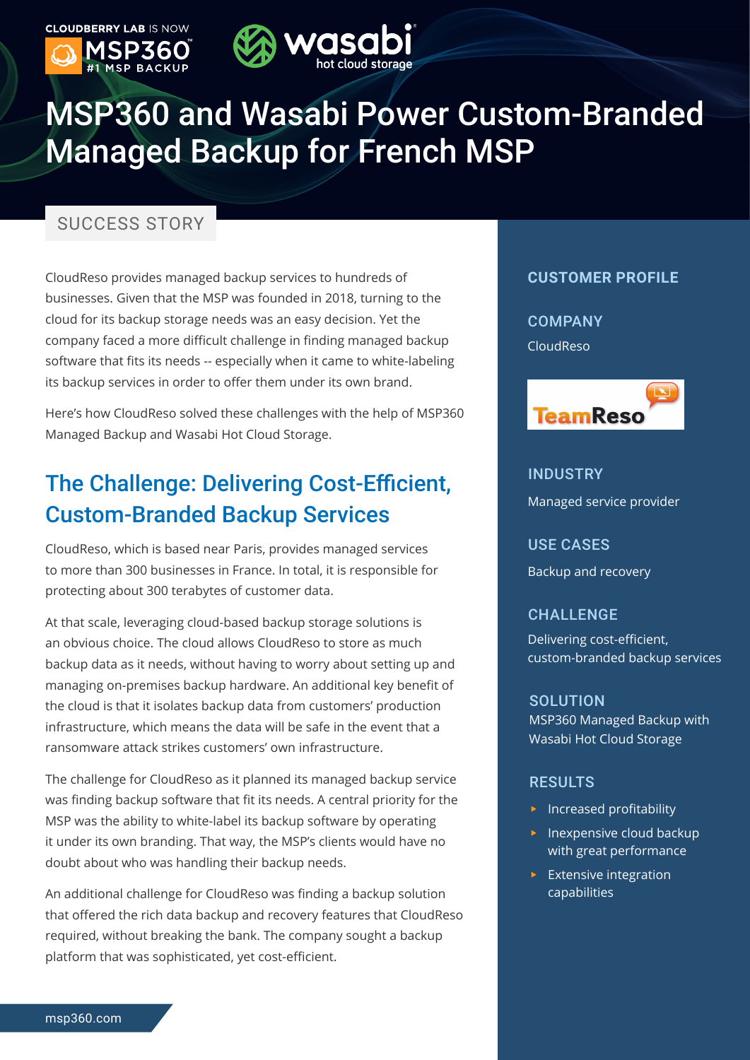CLOUDBERRY LAB IS NOW MSP360 #1 MSP BACKUP

wasabi hot cloud storage

# MSP360 and Wasabi Power Custom-Branded Managed Backup for French MSP

SUCCESS STORY

CloudReso provides managed backup services to hundreds of businesses. Given that the MSP was founded in 2018, turning to the cloud for its backup storage needs was an easy decision. Yet the company faced a more difficult challenge in finding managed backup software that fits its needs -- especially when it came to white-labeling its backup services in order to offer them under its own brand.

Here's how CloudReso solved these challenges with the help of MSP360 Managed Backup and Wasabi Hot Cloud Storage.

## The Challenge: Delivering Cost-Efficient, Custom-Branded Backup Services

CloudReso, which is based near Paris, provides managed services to more than 300 businesses in France. In total, it is responsible for protecting about 300 terabytes of customer data.

At that scale, leveraging cloud-based backup storage solutions is an obvious choice. The cloud allows CloudReso to store as much backup data as it needs, without having to worry about setting up and managing on-premises backup hardware. An additional key benefit of the cloud is that it isolates backup data from customers' production infrastructure, which means the data will be safe in the event that a ransomware attack strikes customers' own infrastructure.

The challenge for CloudReso as it planned its managed backup service was finding backup software that fit its needs. A central priority for the MSP was the ability to white-label its backup software by operating it under its own branding. That way, the MSP's clients would have no doubt about who was handling their backup needs.

An additional challenge for CloudReso was finding a backup solution that offered the rich data backup and recovery features that CloudReso required, without breaking the bank. The company sought a backup platform that was sophisticated, yet cost-efficient.

## CUSTOMER PROFILE

### COMPANY

CloudReso

TeamReso

### INDUSTRY

Managed service provider

### USE CASES

Backup and recovery

### CHALLENGE

Delivering cost-efficient, custom-branded backup services

### SOLUTION

MSP360 Managed Backup with Wasabi Hot Cloud Storage

### RESULTS

- Increased profitability
- Inexpensive cloud backup with great performance
- Extensive integration capabilities

msp360.com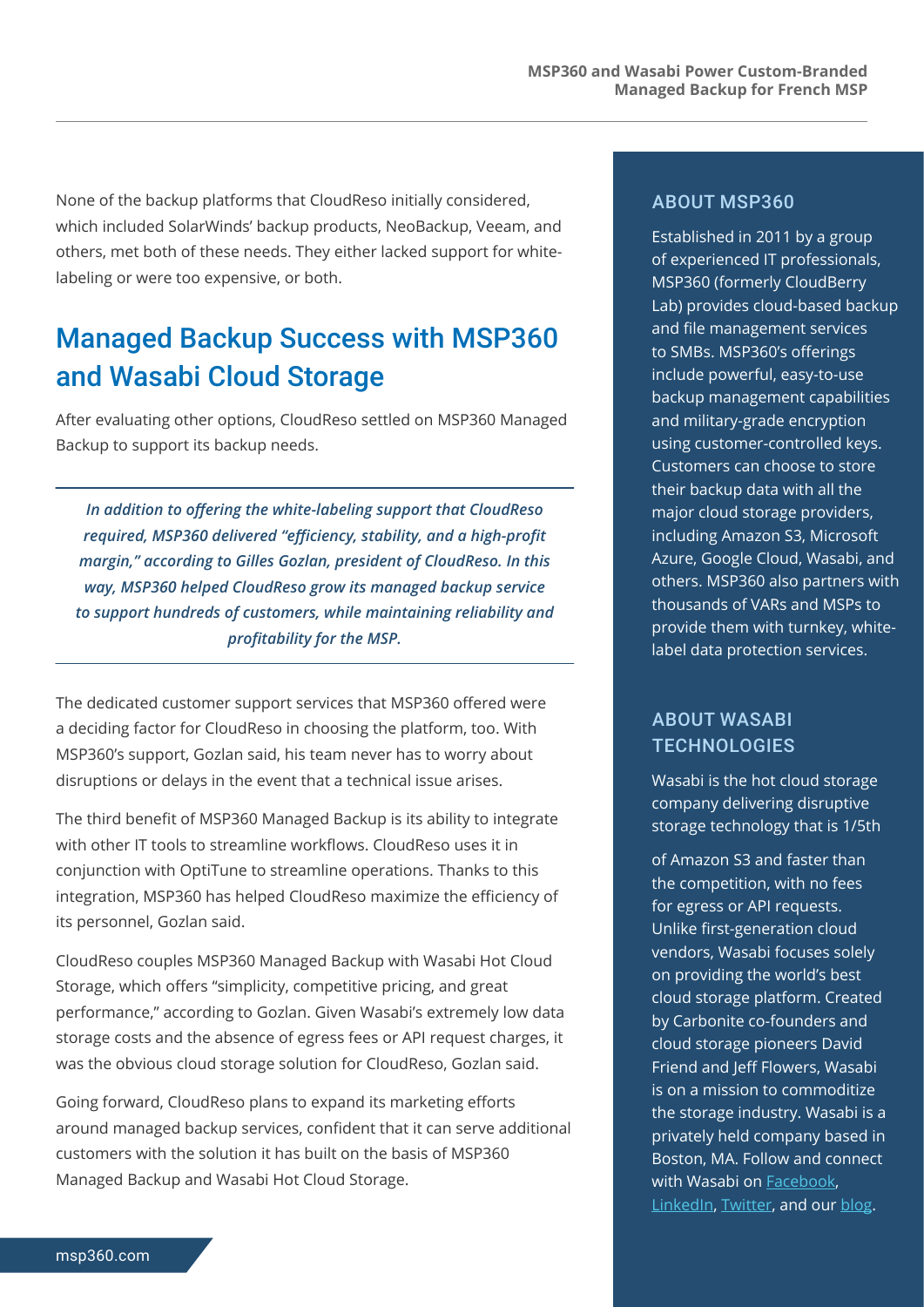None of the backup platforms that CloudReso initially considered, which included SolarWinds' backup products, NeoBackup, Veeam, and others, met both of these needs. They either lacked support for white-labeling or were too expensive, or both.

## Managed Backup Success with MSP360 and Wasabi Cloud Storage

After evaluating other options, CloudReso settled on MSP360 Managed Backup to support its backup needs.

***In addition to offering the white-labeling support that CloudReso required, MSP360 delivered "efficiency, stability, and a high-profit margin," according to Gilles Gozlan, president of CloudReso. In this way, MSP360 helped CloudReso grow its managed backup service to support hundreds of customers, while maintaining reliability and profitability for the MSP.***

The dedicated customer support services that MSP360 offered were a deciding factor for CloudReso in choosing the platform, too. With MSP360's support, Gozlan said, his team never has to worry about disruptions or delays in the event that a technical issue arises.

The third benefit of MSP360 Managed Backup is its ability to integrate with other IT tools to streamline workflows. CloudReso uses it in conjunction with OptiTune to streamline operations. Thanks to this integration, MSP360 has helped CloudReso maximize the efficiency of its personnel, Gozlan said.

CloudReso couples MSP360 Managed Backup with Wasabi Hot Cloud Storage, which offers "simplicity, competitive pricing, and great performance," according to Gozlan. Given Wasabi's extremely low data storage costs and the absence of egress fees or API request charges, it was the obvious cloud storage solution for CloudReso, Gozlan said.

Going forward, CloudReso plans to expand its marketing efforts around managed backup services, confident that it can serve additional customers with the solution it has built on the basis of MSP360 Managed Backup and Wasabi Hot Cloud Storage.

### ABOUT MSP360

Established in 2011 by a group of experienced IT professionals, MSP360 (formerly CloudBerry Lab) provides cloud-based backup and file management services to SMBs. MSP360's offerings include powerful, easy-to-use backup management capabilities and military-grade encryption using customer-controlled keys. Customers can choose to store their backup data with all the major cloud storage providers, including Amazon S3, Microsoft Azure, Google Cloud, Wasabi, and others. MSP360 also partners with thousands of VARs and MSPs to provide them with turnkey, white-label data protection services.

### ABOUT WASABI TECHNOLOGIES

Wasabi is the hot cloud storage company delivering disruptive storage technology that is 1/5th of Amazon S3 and faster than the competition, with no fees for egress or API requests. Unlike first-generation cloud vendors, Wasabi focuses solely on providing the world's best cloud storage platform. Created by Carbonite co-founders and cloud storage pioneers David Friend and Jeff Flowers, Wasabi is on a mission to commoditize the storage industry. Wasabi is a privately held company based in Boston, MA. Follow and connect with Wasabi on Facebook, LinkedIn, Twitter, and our blog.